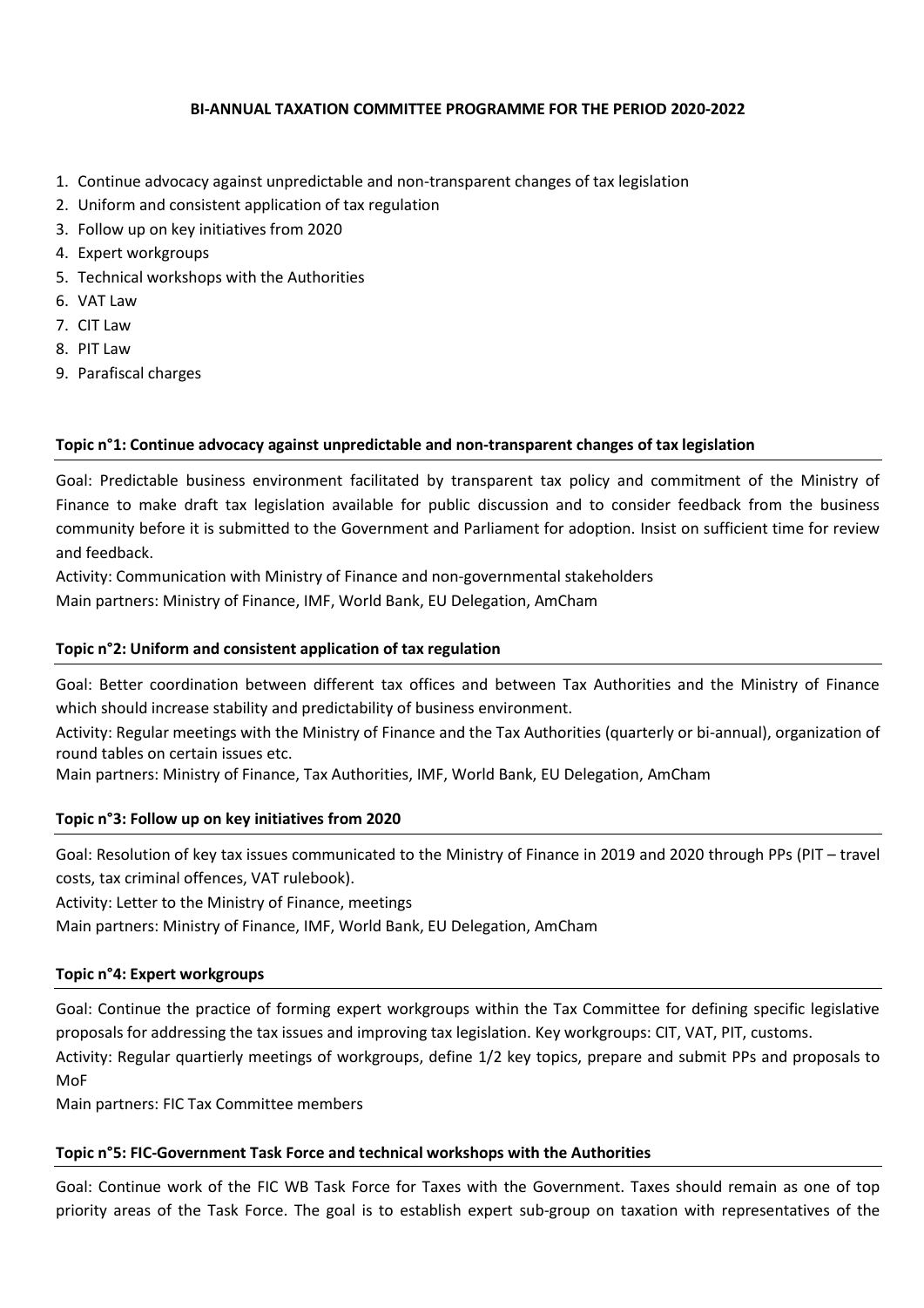**BI-ANNUAL TAXATION COMMITTEE PROGRAMME FOR THE PERIOD 2020-2022**

1. Continue advocacy against unpredictable and non-transparent changes of tax legislation
2. Uniform and consistent application of tax regulation
3. Follow up on key initiatives from 2020
4. Expert workgroups
5. Technical workshops with the Authorities
6. VAT Law
7. CIT Law
8. PIT Law
9. Parafiscal charges

**Topic n°1: Continue advocacy against unpredictable and non-transparent changes of tax legislation**

Goal: Predictable business environment facilitated by transparent tax policy and commitment of the Ministry of Finance to make draft tax legislation available for public discussion and to consider feedback from the business community before it is submitted to the Government and Parliament for adoption. Insist on sufficient time for review and feedback.

Activity: Communication with Ministry of Finance and non-governmental stakeholders

Main partners: Ministry of Finance, IMF, World Bank, EU Delegation, AmCham

**Topic n°2: Uniform and consistent application of tax regulation**

Goal: Better coordination between different tax offices and between Tax Authorities and the Ministry of Finance which should increase stability and predictability of business environment.

Activity: Regular meetings with the Ministry of Finance and the Tax Authorities (quarterly or bi-annual), organization of round tables on certain issues etc.

Main partners: Ministry of Finance, Tax Authorities, IMF, World Bank, EU Delegation, AmCham

**Topic n°3: Follow up on key initiatives from 2020**

Goal: Resolution of key tax issues communicated to the Ministry of Finance in 2019 and 2020 through PPs (PIT – travel costs, tax criminal offences, VAT rulebook).

Activity: Letter to the Ministry of Finance, meetings

Main partners: Ministry of Finance, IMF, World Bank, EU Delegation, AmCham

**Topic n°4: Expert workgroups**

Goal: Continue the practice of forming expert workgroups within the Tax Committee for defining specific legislative proposals for addressing the tax issues and improving tax legislation. Key workgroups: CIT, VAT, PIT, customs.

Activity: Regular quartierly meetings of workgroups, define 1/2 key topics, prepare and submit PPs and proposals to MoF

Main partners: FIC Tax Committee members

**Topic n°5: FIC-Government Task Force and technical workshops with the Authorities**

Goal: Continue work of the FIC WB Task Force for Taxes with the Government. Taxes should remain as one of top priority areas of the Task Force. The goal is to establish expert sub-group on taxation with representatives of the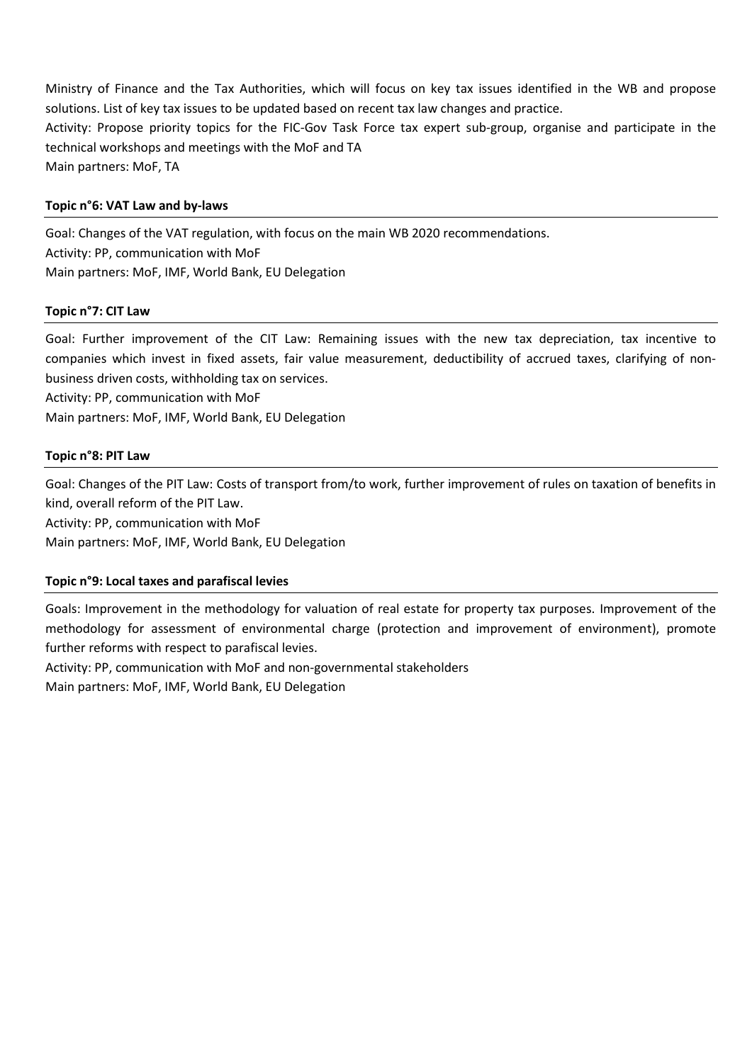Ministry of Finance and the Tax Authorities, which will focus on key tax issues identified in the WB and propose solutions. List of key tax issues to be updated based on recent tax law changes and practice.

Activity: Propose priority topics for the FIC-Gov Task Force tax expert sub-group, organise and participate in the technical workshops and meetings with the MoF and TA

Main partners: MoF, TA

**Topic n°6: VAT Law and by-laws**

Goal: Changes of the VAT regulation, with focus on the main WB 2020 recommendations.

Activity: PP, communication with MoF

Main partners: MoF, IMF, World Bank, EU Delegation

**Topic n°7: CIT Law**

Goal: Further improvement of the CIT Law: Remaining issues with the new tax depreciation, tax incentive to companies which invest in fixed assets, fair value measurement, deductibility of accrued taxes, clarifying of non-business driven costs, withholding tax on services.

Activity: PP, communication with MoF

Main partners: MoF, IMF, World Bank, EU Delegation

**Topic n°8: PIT Law**

Goal: Changes of the PIT Law: Costs of transport from/to work, further improvement of rules on taxation of benefits in kind, overall reform of the PIT Law.

Activity: PP, communication with MoF

Main partners: MoF, IMF, World Bank, EU Delegation

**Topic n°9: Local taxes and parafiscal levies**

Goals: Improvement in the methodology for valuation of real estate for property tax purposes. Improvement of the methodology for assessment of environmental charge (protection and improvement of environment), promote further reforms with respect to parafiscal levies.

Activity: PP, communication with MoF and non-governmental stakeholders

Main partners: MoF, IMF, World Bank, EU Delegation